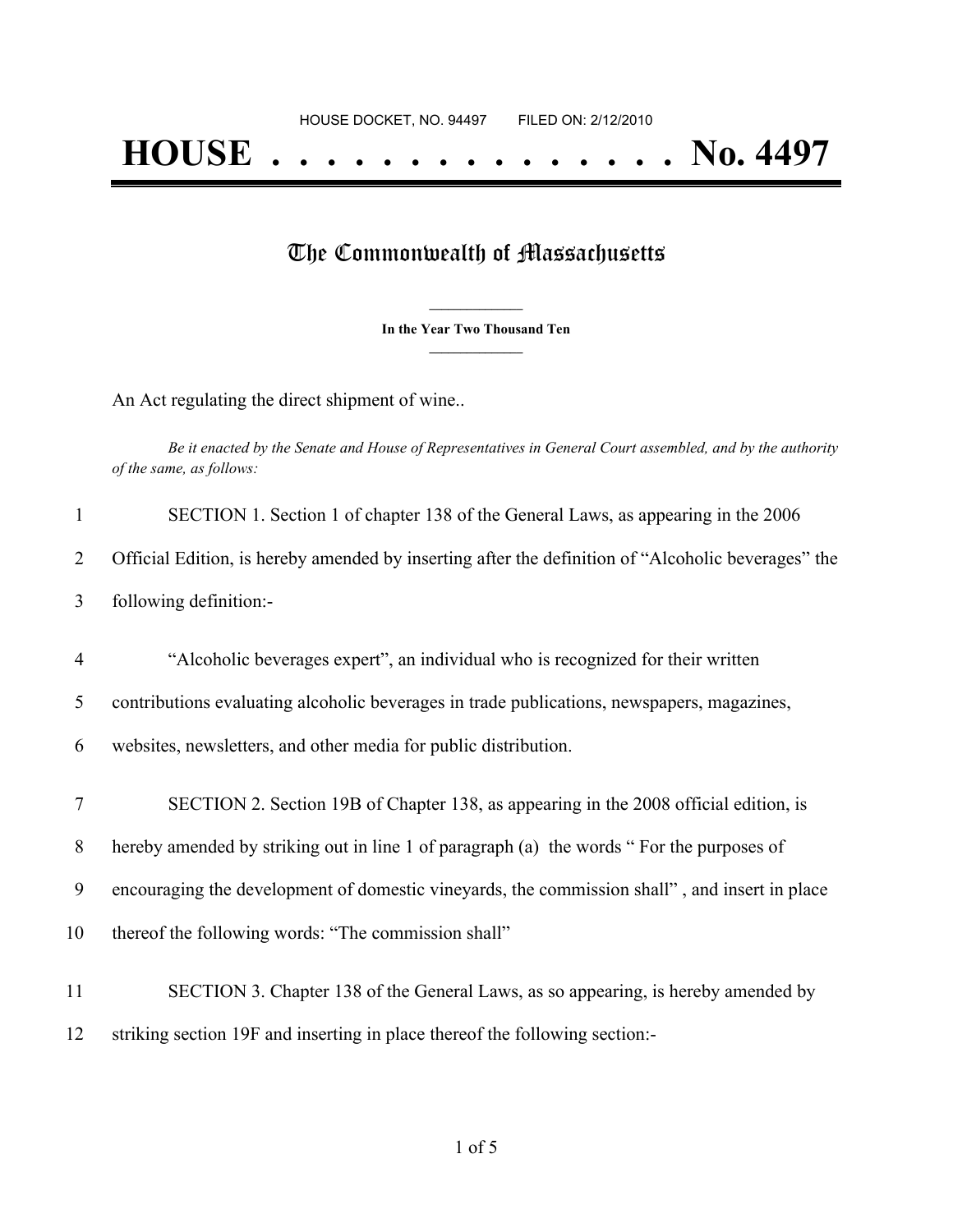HOUSE DOCKET, NO. 94497 FILED ON: 2/12/2010

# HOUSE . . . . . . . . . . . . . . . No. 4497

## The Commonwealth of Massachusetts

**In the Year Two Thousand Ten**

An Act regulating the direct shipment of wine..

*Be it enacted by the Senate and House of Representatives in General Court assembled, and by the authority of the same, as follows:*

SECTION 1. Section 1 of chapter 138 of the General Laws, as appearing in the 2006 Official Edition, is hereby amended by inserting after the definition of "Alcoholic beverages" the following definition:-

"Alcoholic beverages expert", an individual who is recognized for their written contributions evaluating alcoholic beverages in trade publications, newspapers, magazines, websites, newsletters, and other media for public distribution.

SECTION 2. Section 19B of Chapter 138, as appearing in the 2008 official edition, is hereby amended by striking out in line 1 of paragraph (a) the words " For the purposes of encouraging the development of domestic vineyards, the commission shall" , and insert in place thereof the following words: "The commission shall"

SECTION 3. Chapter 138 of the General Laws, as so appearing, is hereby amended by striking section 19F and inserting in place thereof the following section:-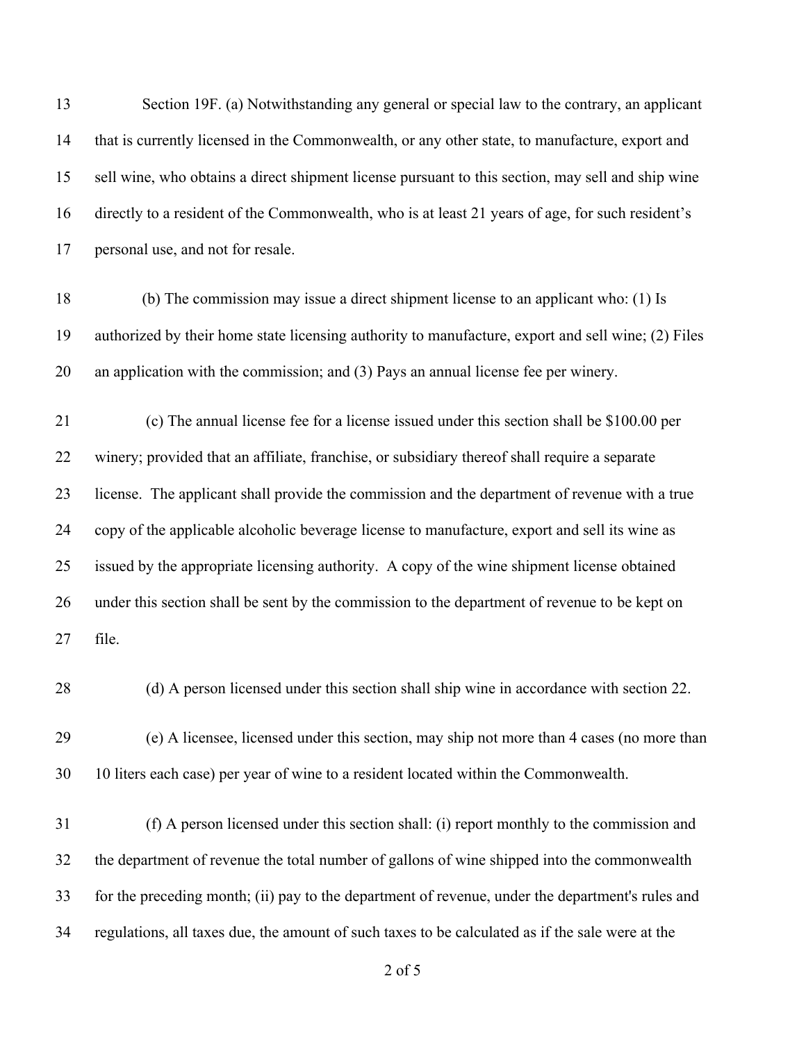Section 19F. (a) Notwithstanding any general or special law to the contrary, an applicant that is currently licensed in the Commonwealth, or any other state, to manufacture, export and sell wine, who obtains a direct shipment license pursuant to this section, may sell and ship wine directly to a resident of the Commonwealth, who is at least 21 years of age, for such resident's personal use, and not for resale.

(b) The commission may issue a direct shipment license to an applicant who: (1) Is authorized by their home state licensing authority to manufacture, export and sell wine; (2) Files an application with the commission; and (3) Pays an annual license fee per winery.

(c) The annual license fee for a license issued under this section shall be $100.00 per winery; provided that an affiliate, franchise, or subsidiary thereof shall require a separate license. The applicant shall provide the commission and the department of revenue with a true copy of the applicable alcoholic beverage license to manufacture, export and sell its wine as issued by the appropriate licensing authority. A copy of the wine shipment license obtained under this section shall be sent by the commission to the department of revenue to be kept on file.

(d) A person licensed under this section shall ship wine in accordance with section 22.

(e) A licensee, licensed under this section, may ship not more than 4 cases (no more than 10 liters each case) per year of wine to a resident located within the Commonwealth.

(f) A person licensed under this section shall: (i) report monthly to the commission and the department of revenue the total number of gallons of wine shipped into the commonwealth for the preceding month; (ii) pay to the department of revenue, under the department's rules and regulations, all taxes due, the amount of such taxes to be calculated as if the sale were at the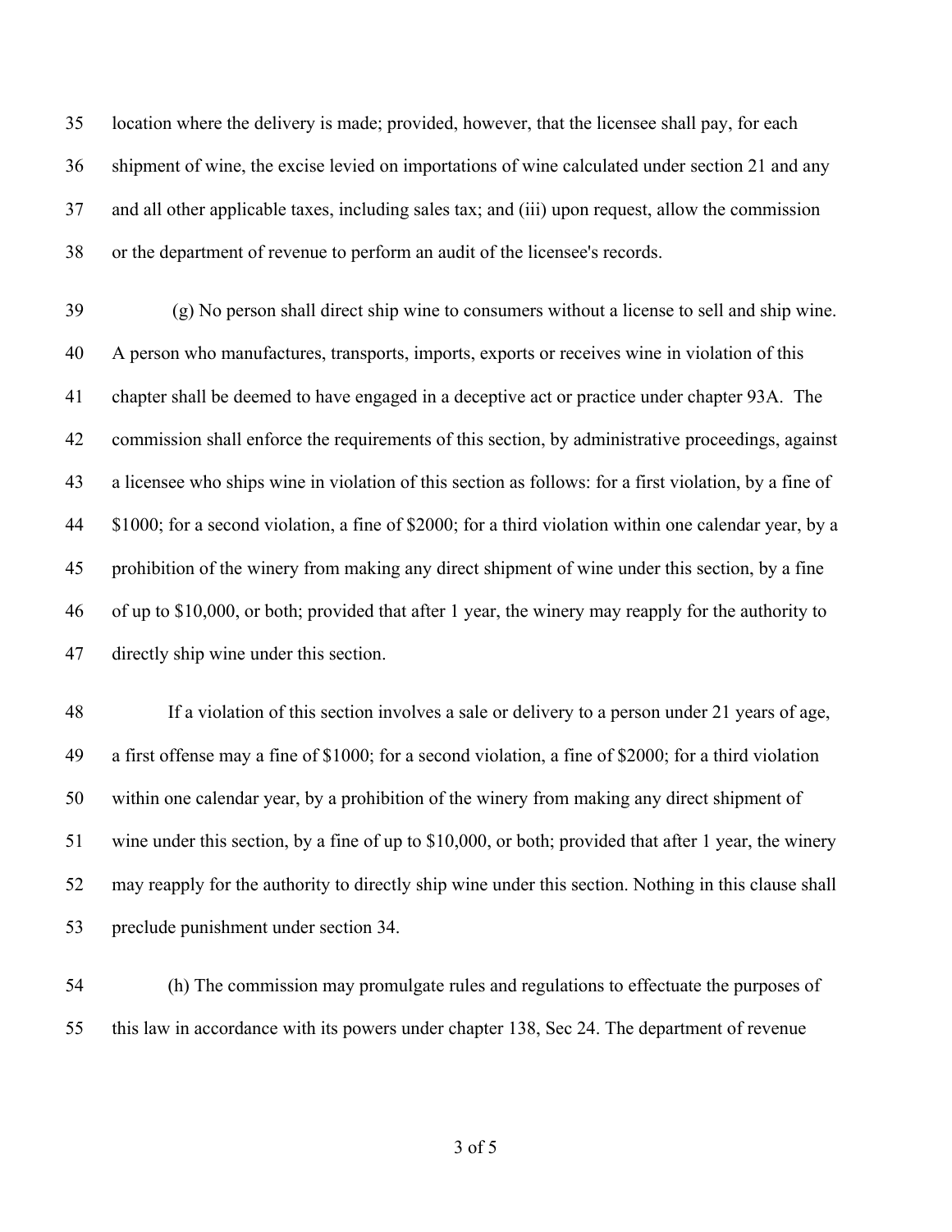location where the delivery is made; provided, however, that the licensee shall pay, for each shipment of wine, the excise levied on importations of wine calculated under section 21 and any and all other applicable taxes, including sales tax; and (iii) upon request, allow the commission or the department of revenue to perform an audit of the licensee's records.

(g) No person shall direct ship wine to consumers without a license to sell and ship wine. A person who manufactures, transports, imports, exports or receives wine in violation of this chapter shall be deemed to have engaged in a deceptive act or practice under chapter 93A. The commission shall enforce the requirements of this section, by administrative proceedings, against a licensee who ships wine in violation of this section as follows: for a first violation, by a fine of $1000; for a second violation, a fine of $2000; for a third violation within one calendar year, by a prohibition of the winery from making any direct shipment of wine under this section, by a fine of up to $10,000, or both; provided that after 1 year, the winery may reapply for the authority to directly ship wine under this section.

If a violation of this section involves a sale or delivery to a person under 21 years of age, a first offense may a fine of $1000; for a second violation, a fine of $2000; for a third violation within one calendar year, by a prohibition of the winery from making any direct shipment of wine under this section, by a fine of up to $10,000, or both; provided that after 1 year, the winery may reapply for the authority to directly ship wine under this section. Nothing in this clause shall preclude punishment under section 34.

(h) The commission may promulgate rules and regulations to effectuate the purposes of this law in accordance with its powers under chapter 138, Sec 24. The department of revenue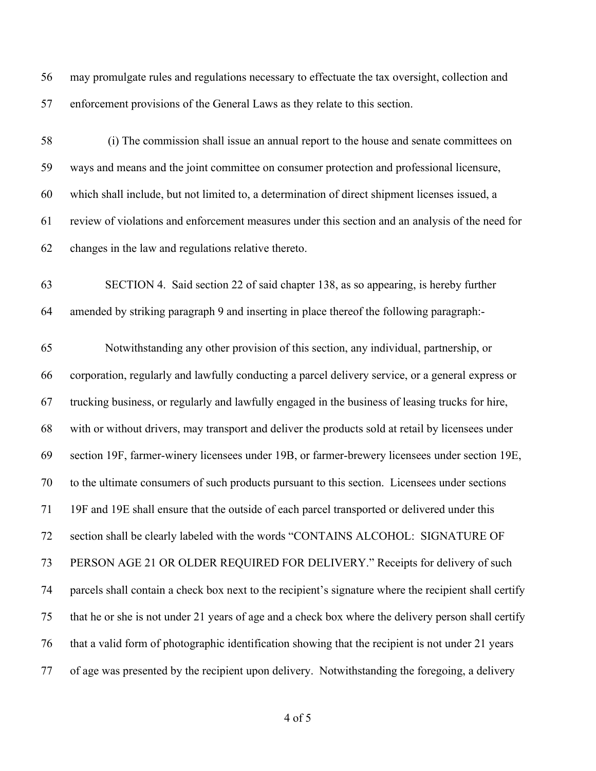may promulgate rules and regulations necessary to effectuate the tax oversight, collection and enforcement provisions of the General Laws as they relate to this section.

(i) The commission shall issue an annual report to the house and senate committees on ways and means and the joint committee on consumer protection and professional licensure, which shall include, but not limited to, a determination of direct shipment licenses issued, a review of violations and enforcement measures under this section and an analysis of the need for changes in the law and regulations relative thereto.

SECTION 4. Said section 22 of said chapter 138, as so appearing, is hereby further amended by striking paragraph 9 and inserting in place thereof the following paragraph:-

Notwithstanding any other provision of this section, any individual, partnership, or corporation, regularly and lawfully conducting a parcel delivery service, or a general express or trucking business, or regularly and lawfully engaged in the business of leasing trucks for hire, with or without drivers, may transport and deliver the products sold at retail by licensees under section 19F, farmer-winery licensees under 19B, or farmer-brewery licensees under section 19E, to the ultimate consumers of such products pursuant to this section. Licensees under sections 19F and 19E shall ensure that the outside of each parcel transported or delivered under this section shall be clearly labeled with the words "CONTAINS ALCOHOL: SIGNATURE OF PERSON AGE 21 OR OLDER REQUIRED FOR DELIVERY." Receipts for delivery of such parcels shall contain a check box next to the recipient's signature where the recipient shall certify that he or she is not under 21 years of age and a check box where the delivery person shall certify that a valid form of photographic identification showing that the recipient is not under 21 years of age was presented by the recipient upon delivery. Notwithstanding the foregoing, a delivery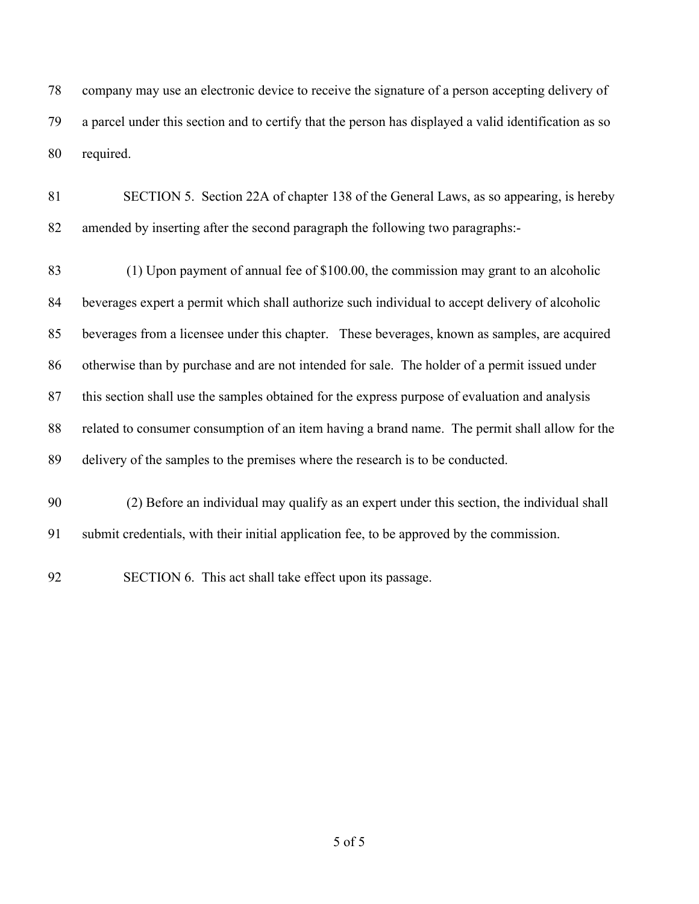company may use an electronic device to receive the signature of a person accepting delivery of a parcel under this section and to certify that the person has displayed a valid identification as so required.

SECTION 5. Section 22A of chapter 138 of the General Laws, as so appearing, is hereby amended by inserting after the second paragraph the following two paragraphs:-

(1) Upon payment of annual fee of $100.00, the commission may grant to an alcoholic beverages expert a permit which shall authorize such individual to accept delivery of alcoholic beverages from a licensee under this chapter. These beverages, known as samples, are acquired otherwise than by purchase and are not intended for sale. The holder of a permit issued under this section shall use the samples obtained for the express purpose of evaluation and analysis related to consumer consumption of an item having a brand name. The permit shall allow for the delivery of the samples to the premises where the research is to be conducted.

(2) Before an individual may qualify as an expert under this section, the individual shall submit credentials, with their initial application fee, to be approved by the commission.

SECTION 6. This act shall take effect upon its passage.